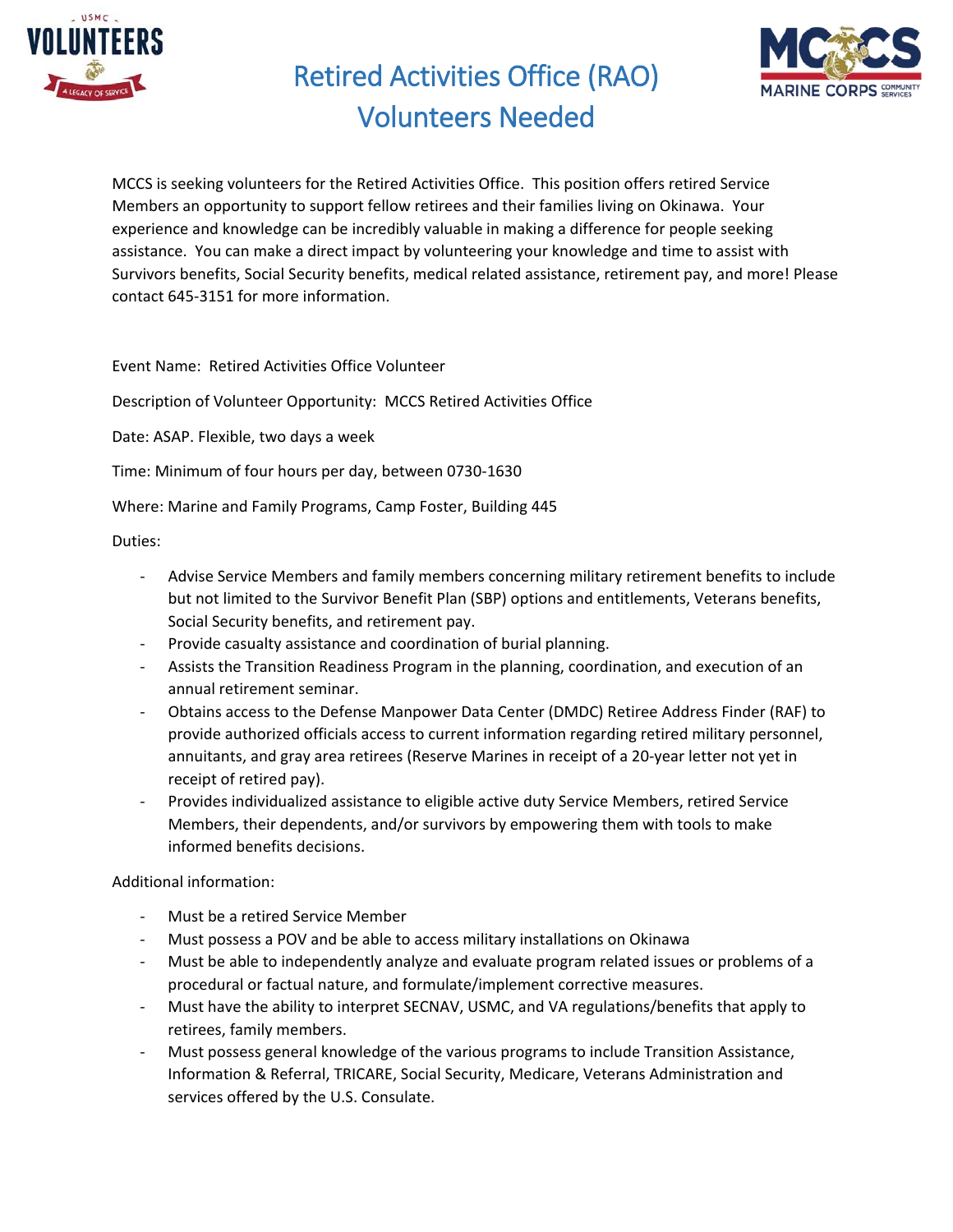# Retired Activities Office (RAO) Volunteers Needed

MCCS is seeking volunteers for the Retired Activities Office. This position offers retired Service Members an opportunity to support fellow retirees and their families living on Okinawa. Your experience and knowledge can be incredibly valuable in making a difference for people seeking assistance. You can make a direct impact by volunteering your knowledge and time to assist with Survivors benefits, Social Security benefits, medical related assistance, retirement pay, and more! Please contact 645-3151 for more information.

Event Name: Retired Activities Office Volunteer

Description of Volunteer Opportunity: MCCS Retired Activities Office

Date: ASAP. Flexible, two days a week

Time: Minimum of four hours per day, between 0730-1630

Where: Marine and Family Programs, Camp Foster, Building 445

Duties:

- Advise Service Members and family members concerning military retirement benefits to include but not limited to the Survivor Benefit Plan (SBP) options and entitlements, Veterans benefits, Social Security benefits, and retirement pay.
- Provide casualty assistance and coordination of burial planning.
- Assists the Transition Readiness Program in the planning, coordination, and execution of an annual retirement seminar.
- Obtains access to the Defense Manpower Data Center (DMDC) Retiree Address Finder (RAF) to provide authorized officials access to current information regarding retired military personnel, annuitants, and gray area retirees (Reserve Marines in receipt of a 20-year letter not yet in receipt of retired pay).
- Provides individualized assistance to eligible active duty Service Members, retired Service Members, their dependents, and/or survivors by empowering them with tools to make informed benefits decisions.

Additional information:

- Must be a retired Service Member
- Must possess a POV and be able to access military installations on Okinawa
- Must be able to independently analyze and evaluate program related issues or problems of a procedural or factual nature, and formulate/implement corrective measures.
- Must have the ability to interpret SECNAV, USMC, and VA regulations/benefits that apply to retirees, family members.
- Must possess general knowledge of the various programs to include Transition Assistance, Information & Referral, TRICARE, Social Security, Medicare, Veterans Administration and services offered by the U.S. Consulate.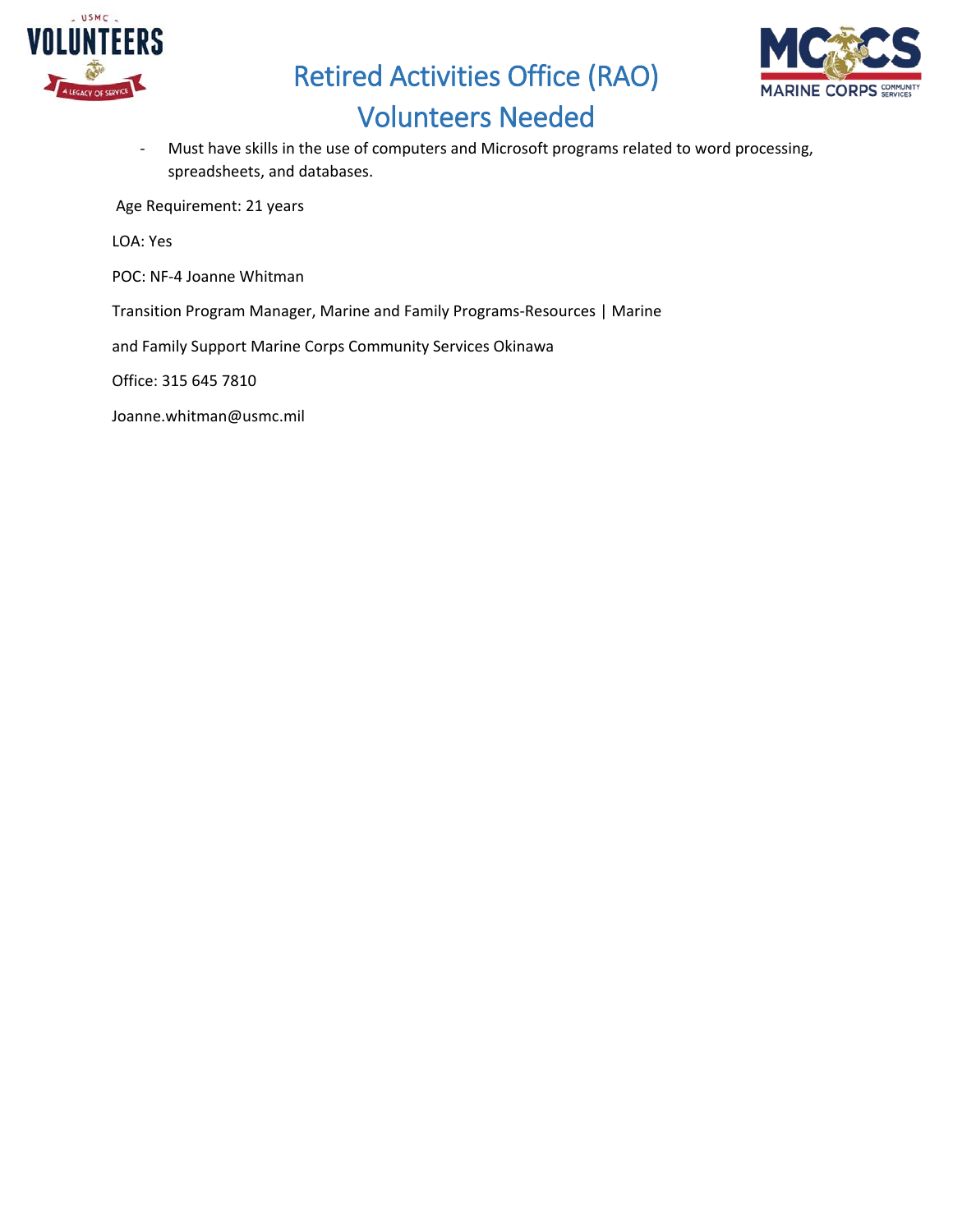# Retired Activities Office (RAO)

# Volunteers Needed

- Must have skills in the use of computers and Microsoft programs related to word processing, spreadsheets, and databases.

Age Requirement: 21 years

LOA: Yes

POC: NF-4 Joanne Whitman

Transition Program Manager, Marine and Family Programs-Resources | Marine

and Family Support Marine Corps Community Services Okinawa

Office: 315 645 7810

Joanne.whitman@usmc.mil